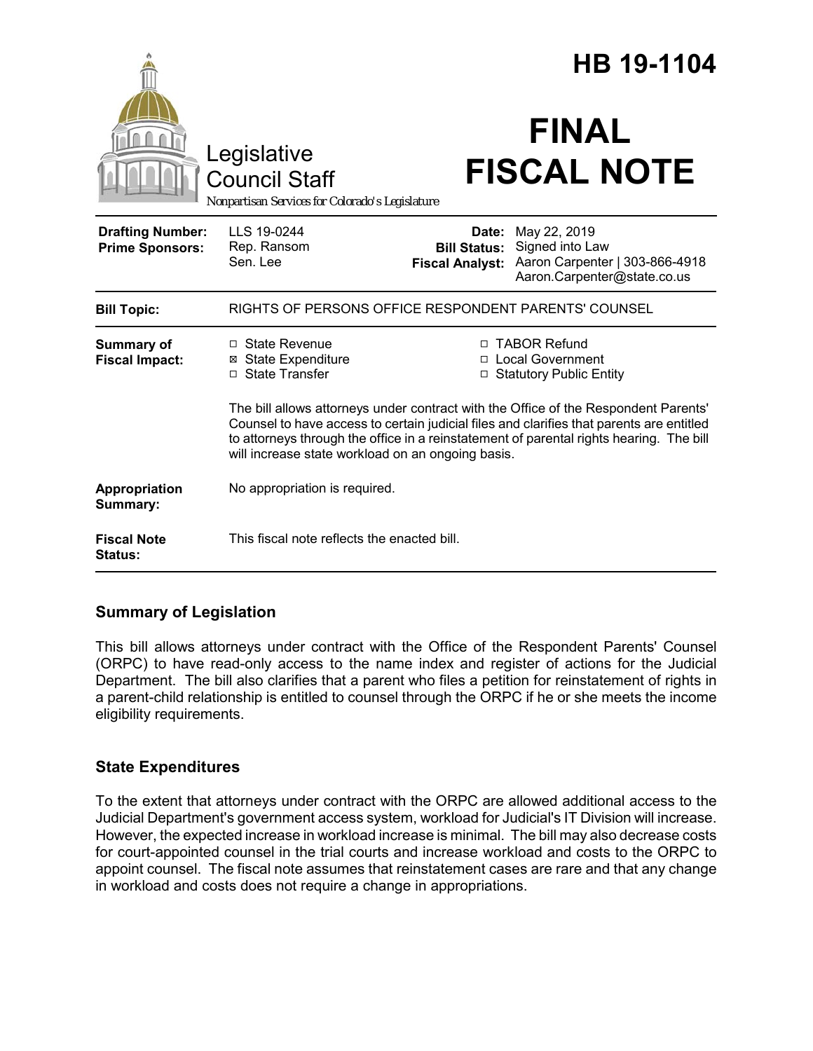# HB 19-1104

Legislative Council Staff

*Nonpartisan Services for Colorado's Legislature*

# FINAL FISCAL NOTE

| | | | |
|---|---|---|---|
| **Drafting Number:** | LLS 19-0244 | **Date:** | May 22, 2019 |
| **Prime Sponsors:** | Rep. Ransom<br>Sen. Lee | **Bill Status:** | Signed into Law |
| | | **Fiscal Analyst:** | Aaron Carpenter \| 303-866-4918<br>Aaron.Carpenter@state.co.us |

| | |
|---|---|
| **Bill Topic:** | RIGHTS OF PERSONS OFFICE RESPONDENT PARENTS' COUNSEL |
| **Summary of Fiscal Impact:** | ☐ State Revenue ☒ State Expenditure ☐ State Transfer ☐ TABOR Refund ☐ Local Government ☐ Statutory Public Entity<br><br>The bill allows attorneys under contract with the Office of the Respondent Parents' Counsel to have access to certain judicial files and clarifies that parents are entitled to attorneys through the office in a reinstatement of parental rights hearing. The bill will increase state workload on an ongoing basis. |
| **Appropriation Summary:** | No appropriation is required. |
| **Fiscal Note Status:** | This fiscal note reflects the enacted bill. |

## Summary of Legislation

This bill allows attorneys under contract with the Office of the Respondent Parents' Counsel (ORPC) to have read-only access to the name index and register of actions for the Judicial Department. The bill also clarifies that a parent who files a petition for reinstatement of rights in a parent-child relationship is entitled to counsel through the ORPC if he or she meets the income eligibility requirements.

## State Expenditures

To the extent that attorneys under contract with the ORPC are allowed additional access to the Judicial Department's government access system, workload for Judicial's IT Division will increase. However, the expected increase in workload increase is minimal. The bill may also decrease costs for court-appointed counsel in the trial courts and increase workload and costs to the ORPC to appoint counsel. The fiscal note assumes that reinstatement cases are rare and that any change in workload and costs does not require a change in appropriations.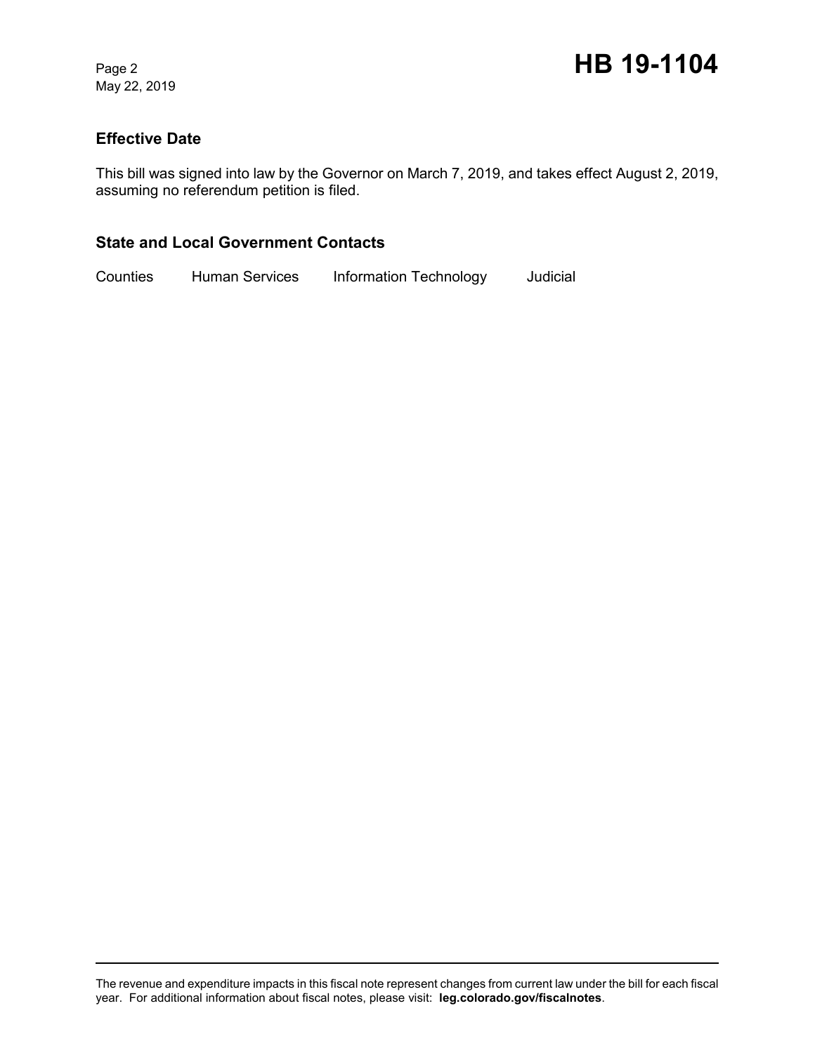## Effective Date

This bill was signed into law by the Governor on March 7, 2019, and takes effect August 2, 2019, assuming no referendum petition is filed.

## State and Local Government Contacts

Counties     Human Services     Information Technology     Judicial

The revenue and expenditure impacts in this fiscal note represent changes from current law under the bill for each fiscal year. For additional information about fiscal notes, please visit: **leg.colorado.gov/fiscalnotes**.